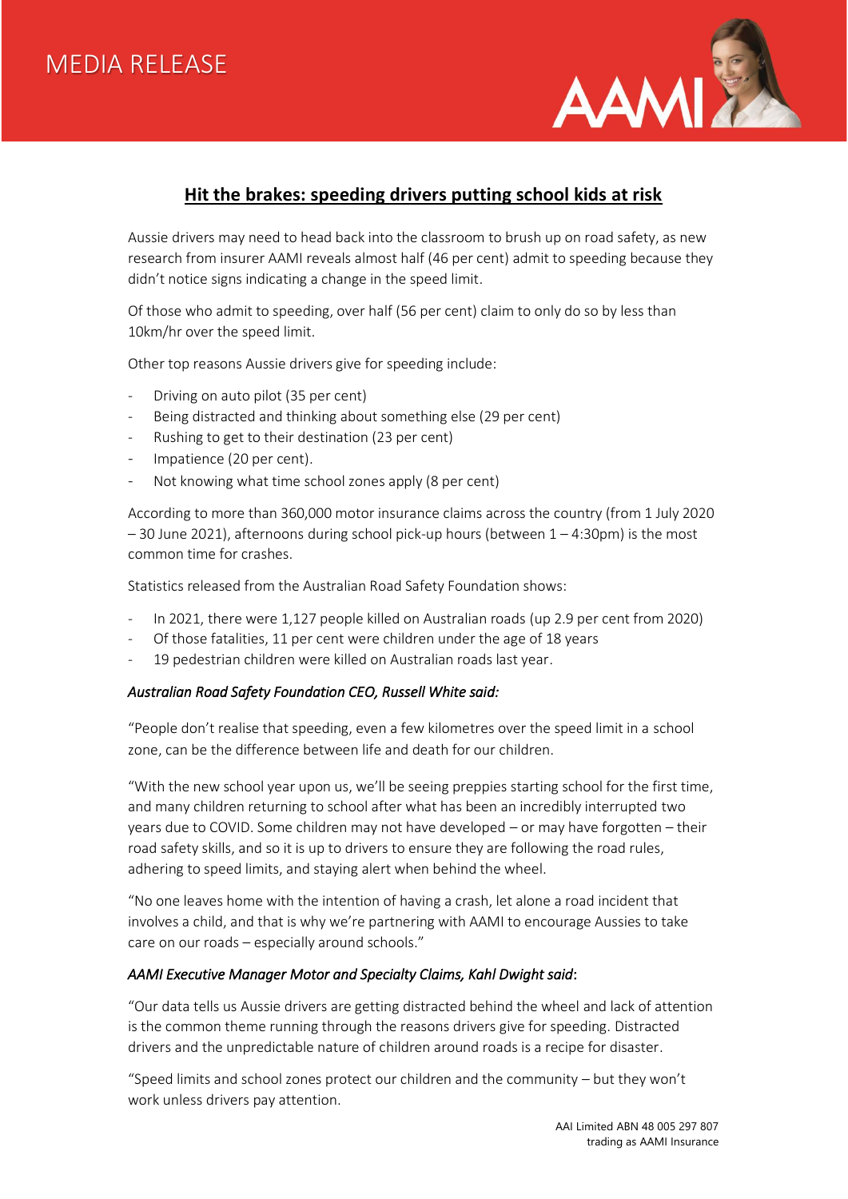MEDIA RELEASE

AAMI

# Hit the brakes: speeding drivers putting school kids at risk

Aussie drivers may need to head back into the classroom to brush up on road safety, as new research from insurer AAMI reveals almost half (46 per cent) admit to speeding because they didn't notice signs indicating a change in the speed limit.

Of those who admit to speeding, over half (56 per cent) claim to only do so by less than 10km/hr over the speed limit.

Other top reasons Aussie drivers give for speeding include:

- Driving on auto pilot (35 per cent)
- Being distracted and thinking about something else (29 per cent)
- Rushing to get to their destination (23 per cent)
- Impatience (20 per cent).
- Not knowing what time school zones apply (8 per cent)

According to more than 360,000 motor insurance claims across the country (from 1 July 2020 – 30 June 2021), afternoons during school pick-up hours (between 1 – 4:30pm) is the most common time for crashes.

Statistics released from the Australian Road Safety Foundation shows:

- In 2021, there were 1,127 people killed on Australian roads (up 2.9 per cent from 2020)
- Of those fatalities, 11 per cent were children under the age of 18 years
- 19 pedestrian children were killed on Australian roads last year.

*Australian Road Safety Foundation CEO, Russell White said:*

"People don't realise that speeding, even a few kilometres over the speed limit in a school zone, can be the difference between life and death for our children.

"With the new school year upon us, we'll be seeing preppies starting school for the first time, and many children returning to school after what has been an incredibly interrupted two years due to COVID. Some children may not have developed – or may have forgotten – their road safety skills, and so it is up to drivers to ensure they are following the road rules, adhering to speed limits, and staying alert when behind the wheel.

"No one leaves home with the intention of having a crash, let alone a road incident that involves a child, and that is why we're partnering with AAMI to encourage Aussies to take care on our roads – especially around schools."

*AAMI Executive Manager Motor and Specialty Claims, Kahl Dwight said*:

"Our data tells us Aussie drivers are getting distracted behind the wheel and lack of attention is the common theme running through the reasons drivers give for speeding. Distracted drivers and the unpredictable nature of children around roads is a recipe for disaster.

"Speed limits and school zones protect our children and the community – but they won't work unless drivers pay attention.

AAI Limited ABN 48 005 297 807
trading as AAMI Insurance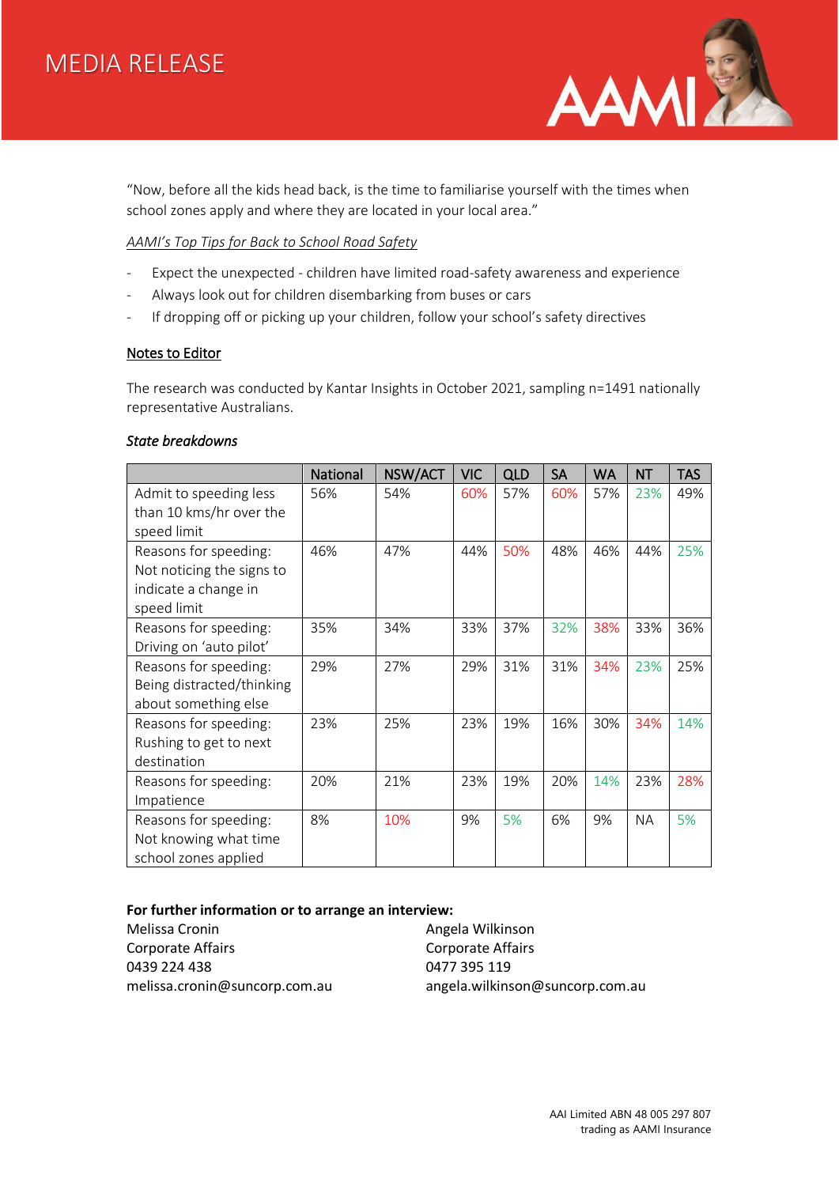"Now, before all the kids head back, is the time to familiarise yourself with the times when school zones apply and where they are located in your local area."

*AAMI's Top Tips for Back to School Road Safety*

- Expect the unexpected - children have limited road-safety awareness and experience
- Always look out for children disembarking from buses or cars
- If dropping off or picking up your children, follow your school's safety directives

Notes to Editor

The research was conducted by Kantar Insights in October 2021, sampling n=1491 nationally representative Australians.

*State breakdowns*

| | National | NSW/ACT | VIC | QLD | SA | WA | NT | TAS |
|---|---|---|---|---|---|---|---|---|
| Admit to speeding less than 10 kms/hr over the speed limit | 56% | 54% | 60% | 57% | 60% | 57% | 23% | 49% |
| Reasons for speeding: Not noticing the signs to indicate a change in speed limit | 46% | 47% | 44% | 50% | 48% | 46% | 44% | 25% |
| Reasons for speeding: Driving on 'auto pilot' | 35% | 34% | 33% | 37% | 32% | 38% | 33% | 36% |
| Reasons for speeding: Being distracted/thinking about something else | 29% | 27% | 29% | 31% | 31% | 34% | 23% | 25% |
| Reasons for speeding: Rushing to get to next destination | 23% | 25% | 23% | 19% | 16% | 30% | 34% | 14% |
| Reasons for speeding: Impatience | 20% | 21% | 23% | 19% | 20% | 14% | 23% | 28% |
| Reasons for speeding: Not knowing what time school zones applied | 8% | 10% | 9% | 5% | 6% | 9% | NA | 5% |

**For further information or to arrange an interview:**

Melissa Cronin
Corporate Affairs
0439 224 438
melissa.cronin@suncorp.com.au

Angela Wilkinson
Corporate Affairs
0477 395 119
angela.wilkinson@suncorp.com.au

AAI Limited ABN 48 005 297 807
trading as AAMI Insurance